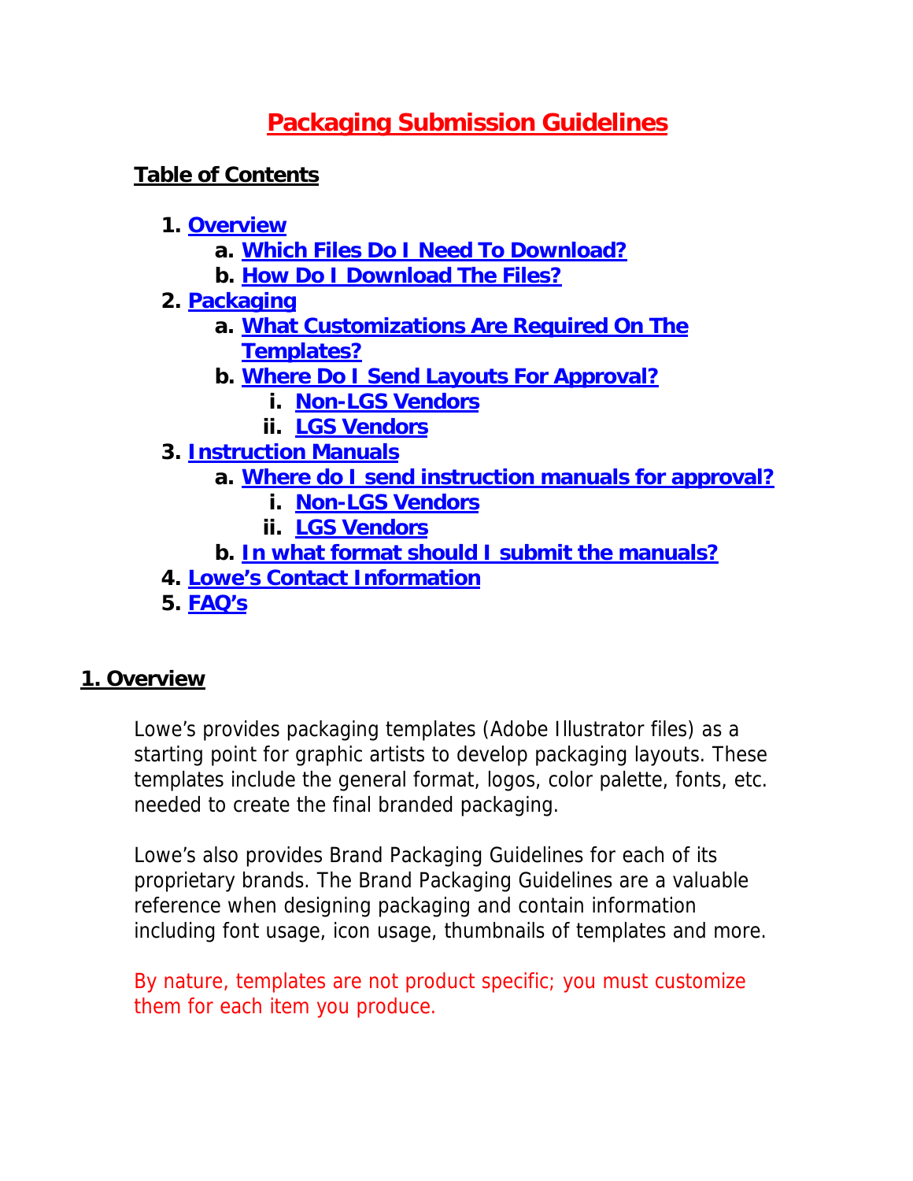# Packaging Submission Guidelines

**Table of Contents**

1. **Overview**
   a. **Which Files Do I Need To Download?**
   b. **How Do I Download The Files?**
2. **Packaging**
   a. **What Customizations Are Required On The Templates?**
   b. **Where Do I Send Layouts For Approval?**
      i. **Non-LGS Vendors**
      ii. **LGS Vendors**
3. **Instruction Manuals**
   a. **Where do I send instruction manuals for approval?**
      i. **Non-LGS Vendors**
      ii. **LGS Vendors**
   b. **In what format should I submit the manuals?**
4. **Lowe's Contact Information**
5. **FAQ's**

## 1. Overview

Lowe's provides packaging templates (Adobe Illustrator files) as a starting point for graphic artists to develop packaging layouts. These templates include the general format, logos, color palette, fonts, etc. needed to create the final branded packaging.

Lowe's also provides Brand Packaging Guidelines for each of its proprietary brands. The Brand Packaging Guidelines are a valuable reference when designing packaging and contain information including font usage, icon usage, thumbnails of templates and more.

By nature, templates are not product specific; you must customize them for each item you produce.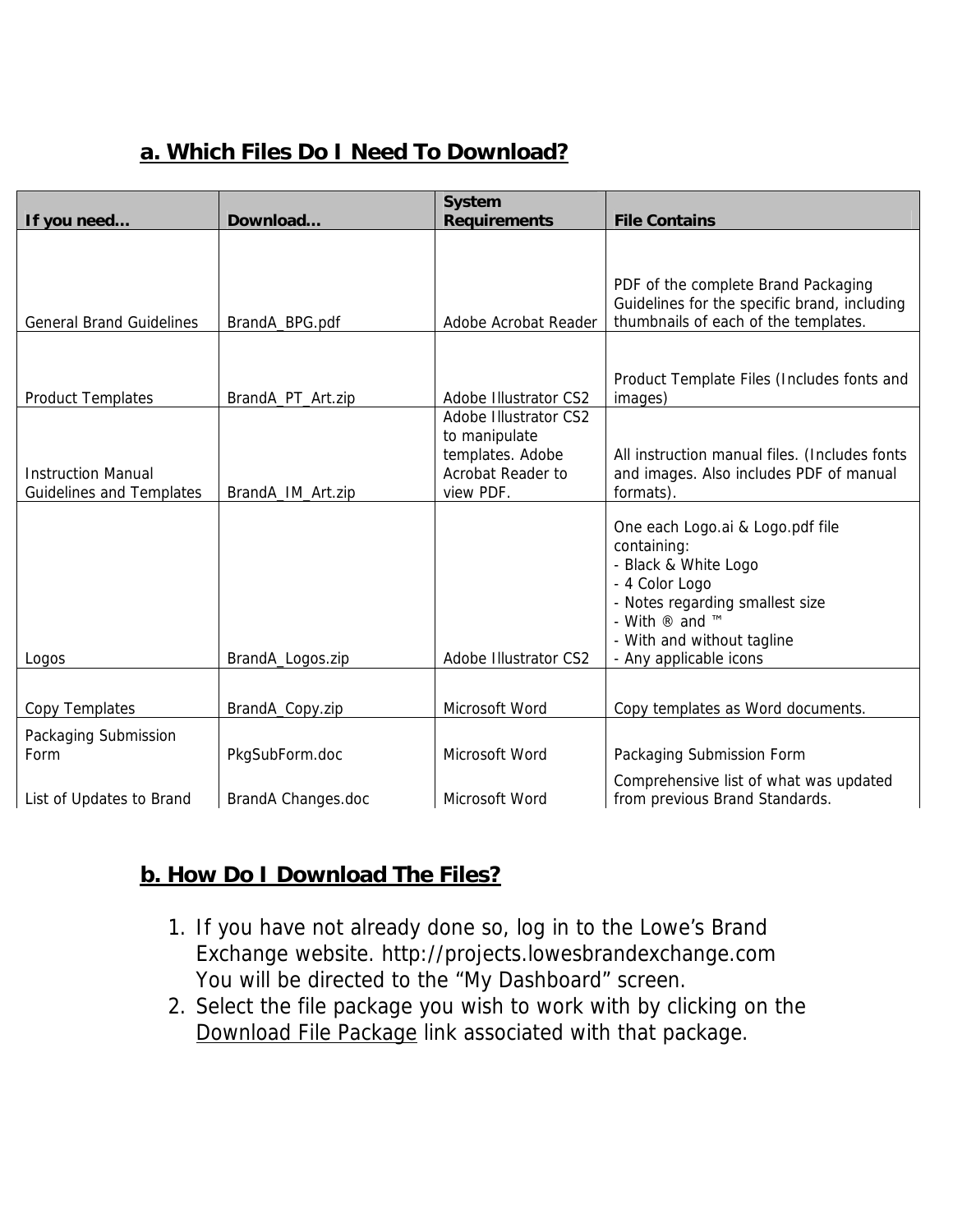## a. Which Files Do I Need To Download?

| If you need… | Download… | System Requirements | File Contains |
|---|---|---|---|
| General Brand Guidelines | BrandA_BPG.pdf | Adobe Acrobat Reader | PDF of the complete Brand Packaging Guidelines for the specific brand, including thumbnails of each of the templates. |
| Product Templates | BrandA_PT_Art.zip | Adobe Illustrator CS2 | Product Template Files (Includes fonts and images) |
| Instruction Manual Guidelines and Templates | BrandA_IM_Art.zip | Adobe Illustrator CS2 to manipulate templates. Adobe Acrobat Reader to view PDF. | All instruction manual files. (Includes fonts and images. Also includes PDF of manual formats). |
| Logos | BrandA_Logos.zip | Adobe Illustrator CS2 | One each Logo.ai & Logo.pdf file containing:<br>- Black & White Logo<br>- 4 Color Logo<br>- Notes regarding smallest size<br>- With ® and ™<br>- With and without tagline<br>- Any applicable icons |
| Copy Templates | BrandA_Copy.zip | Microsoft Word | Copy templates as Word documents. |
| Packaging Submission Form | PkgSubForm.doc | Microsoft Word | Packaging Submission Form |
| List of Updates to Brand | BrandA Changes.doc | Microsoft Word | Comprehensive list of what was updated from previous Brand Standards. |

## b. How Do I Download The Files?

1. If you have not already done so, log in to the Lowe's Brand Exchange website. http://projects.lowesbrandexchange.com You will be directed to the "My Dashboard" screen.
2. Select the file package you wish to work with by clicking on the Download File Package link associated with that package.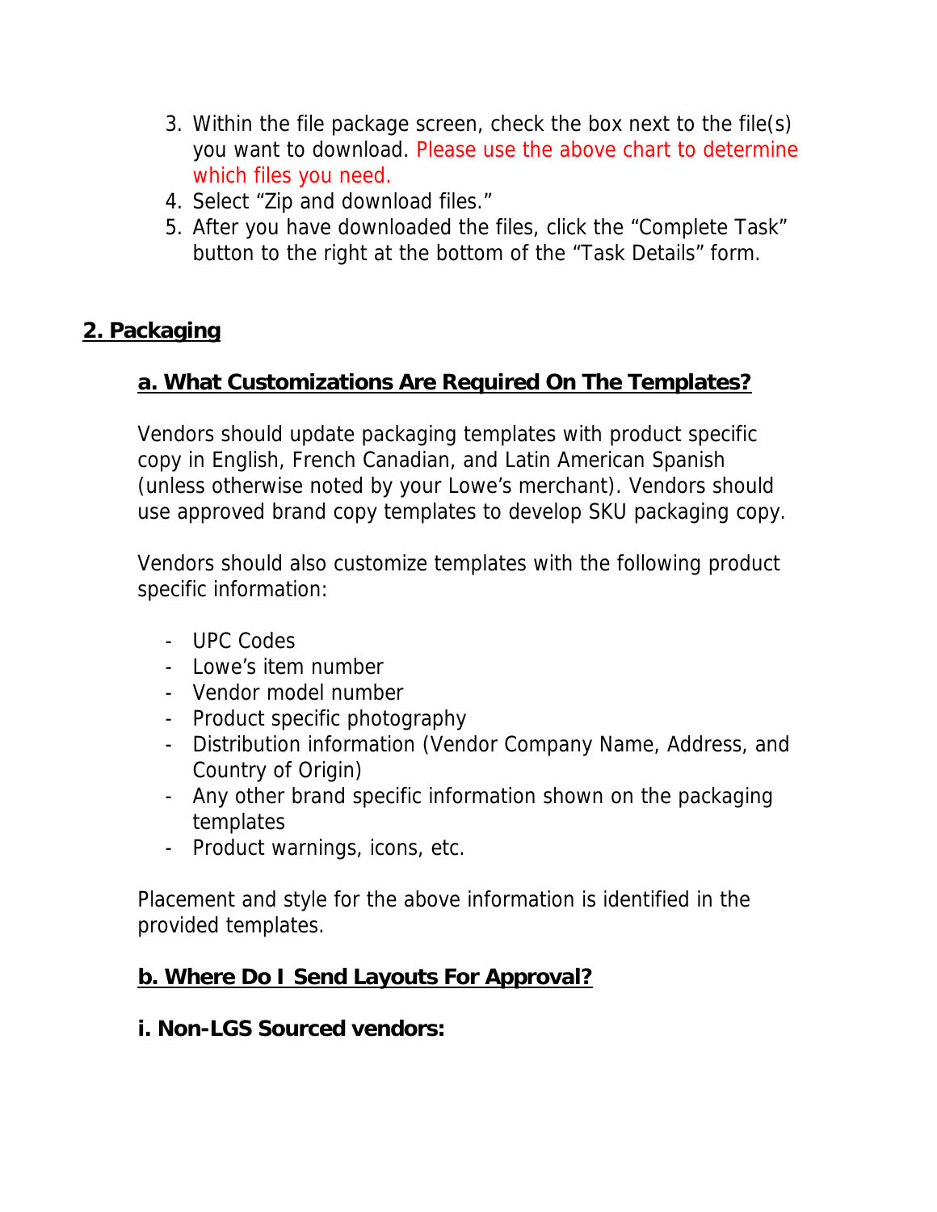3. Within the file package screen, check the box next to the file(s) you want to download. Please use the above chart to determine which files you need.
4. Select "Zip and download files."
5. After you have downloaded the files, click the "Complete Task" button to the right at the bottom of the "Task Details" form.

## 2. Packaging

### a. What Customizations Are Required On The Templates?

Vendors should update packaging templates with product specific copy in English, French Canadian, and Latin American Spanish (unless otherwise noted by your Lowe's merchant). Vendors should use approved brand copy templates to develop SKU packaging copy.

Vendors should also customize templates with the following product specific information:

- UPC Codes
- Lowe's item number
- Vendor model number
- Product specific photography
- Distribution information (Vendor Company Name, Address, and Country of Origin)
- Any other brand specific information shown on the packaging templates
- Product warnings, icons, etc.

Placement and style for the above information is identified in the provided templates.

### b. Where Do I Send Layouts For Approval?

#### i. Non-LGS Sourced vendors: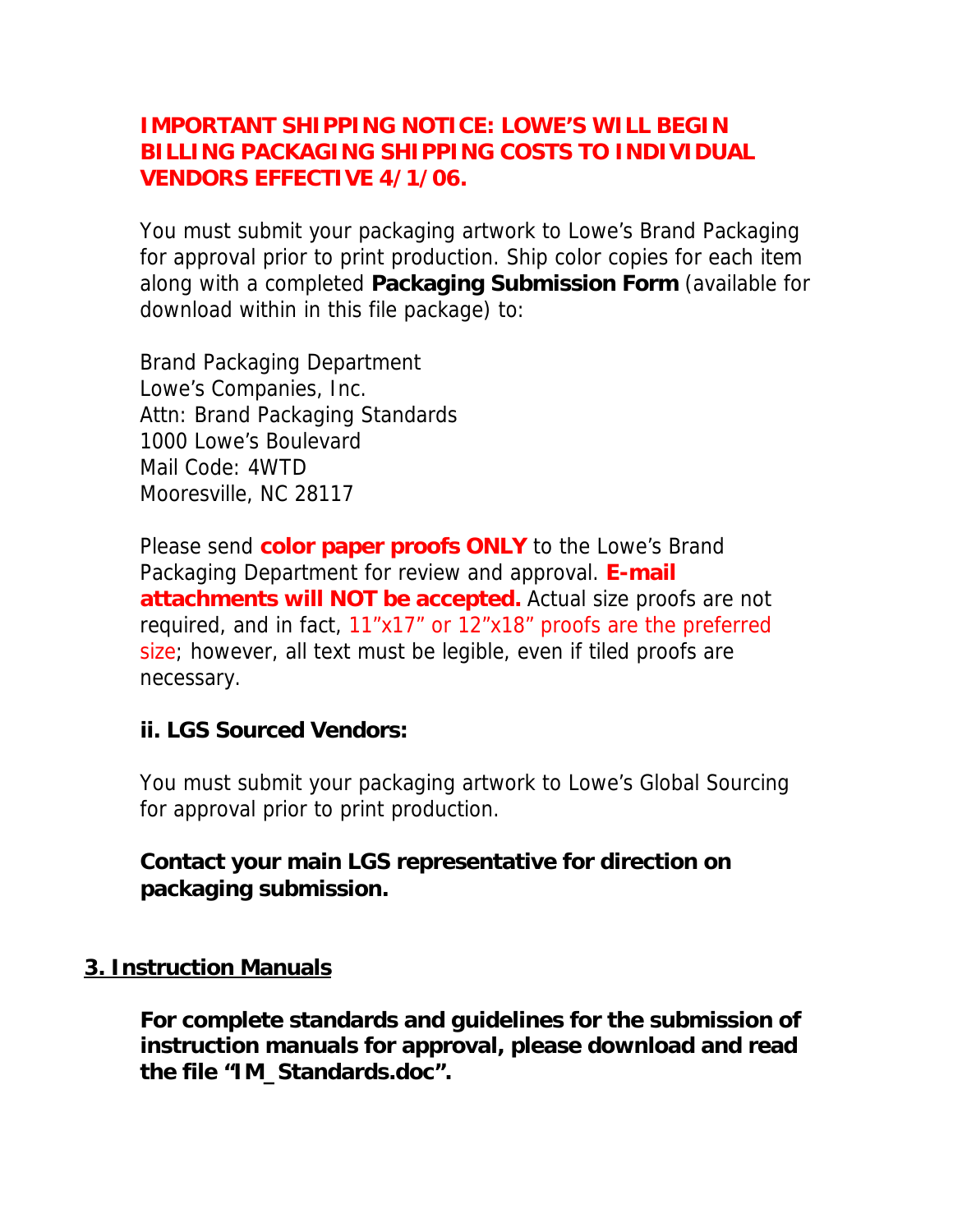**IMPORTANT SHIPPING NOTICE: LOWE'S WILL BEGIN BILLING PACKAGING SHIPPING COSTS TO INDIVIDUAL VENDORS EFFECTIVE 4/1/06.**

You must submit your packaging artwork to Lowe's Brand Packaging for approval prior to print production. Ship color copies for each item along with a completed **Packaging Submission Form** (available for download within in this file package) to:

Brand Packaging Department
Lowe's Companies, Inc.
Attn: Brand Packaging Standards
1000 Lowe's Boulevard
Mail Code: 4WTD
Mooresville, NC 28117

Please send **color paper proofs ONLY** to the Lowe's Brand Packaging Department for review and approval. **E-mail attachments will NOT be accepted.** Actual size proofs are not required, and in fact, 11"x17" or 12"x18" proofs are the preferred size; however, all text must be legible, even if tiled proofs are necessary.

**ii. LGS Sourced Vendors:**

You must submit your packaging artwork to Lowe's Global Sourcing for approval prior to print production.

**Contact your main LGS representative for direction on packaging submission.**

## 3. Instruction Manuals

**For complete standards and guidelines for the submission of instruction manuals for approval, please download and read the file "IM_Standards.doc".**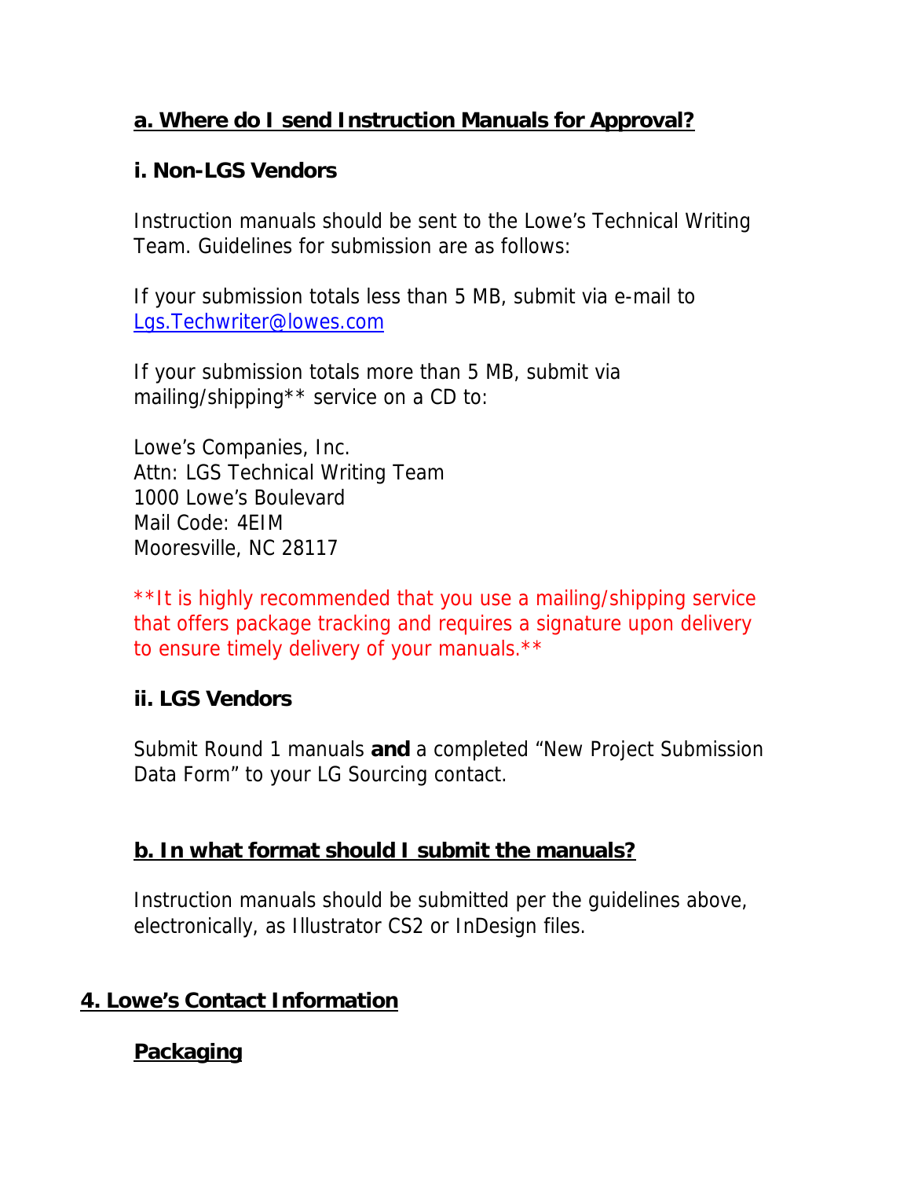### a. Where do I send Instruction Manuals for Approval?

#### i. Non-LGS Vendors

Instruction manuals should be sent to the Lowe's Technical Writing Team. Guidelines for submission are as follows:

If your submission totals less than 5 MB, submit via e-mail to Lgs.Techwriter@lowes.com

If your submission totals more than 5 MB, submit via mailing/shipping** service on a CD to:

Lowe's Companies, Inc.  
Attn: LGS Technical Writing Team  
1000 Lowe's Boulevard  
Mail Code: 4EIM  
Mooresville, NC 28117

**It is highly recommended that you use a mailing/shipping service that offers package tracking and requires a signature upon delivery to ensure timely delivery of your manuals.**

#### ii. LGS Vendors

Submit Round 1 manuals **and** a completed "New Project Submission Data Form" to your LG Sourcing contact.

### b. In what format should I submit the manuals?

Instruction manuals should be submitted per the guidelines above, electronically, as Illustrator CS2 or InDesign files.

## 4. Lowe's Contact Information

### Packaging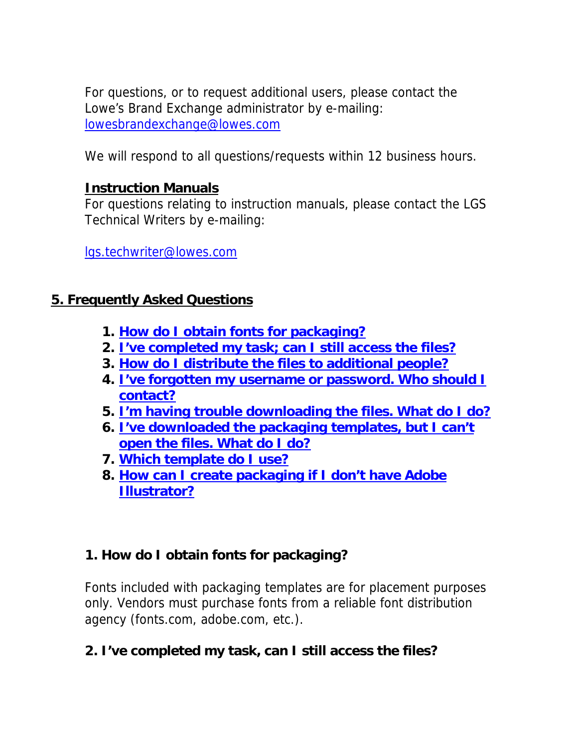For questions, or to request additional users, please contact the Lowe's Brand Exchange administrator by e-mailing: lowesbrandexchange@lowes.com

We will respond to all questions/requests within 12 business hours.

**Instruction Manuals**

For questions relating to instruction manuals, please contact the LGS Technical Writers by e-mailing:

lgs.techwriter@lowes.com

## 5. Frequently Asked Questions

1. **How do I obtain fonts for packaging?**
2. **I've completed my task; can I still access the files?**
3. **How do I distribute the files to additional people?**
4. **I've forgotten my username or password. Who should I contact?**
5. **I'm having trouble downloading the files. What do I do?**
6. **I've downloaded the packaging templates, but I can't open the files. What do I do?**
7. **Which template do I use?**
8. **How can I create packaging if I don't have Adobe Illustrator?**

### 1. How do I obtain fonts for packaging?

Fonts included with packaging templates are for placement purposes only. Vendors must purchase fonts from a reliable font distribution agency (fonts.com, adobe.com, etc.).

### 2. I've completed my task, can I still access the files?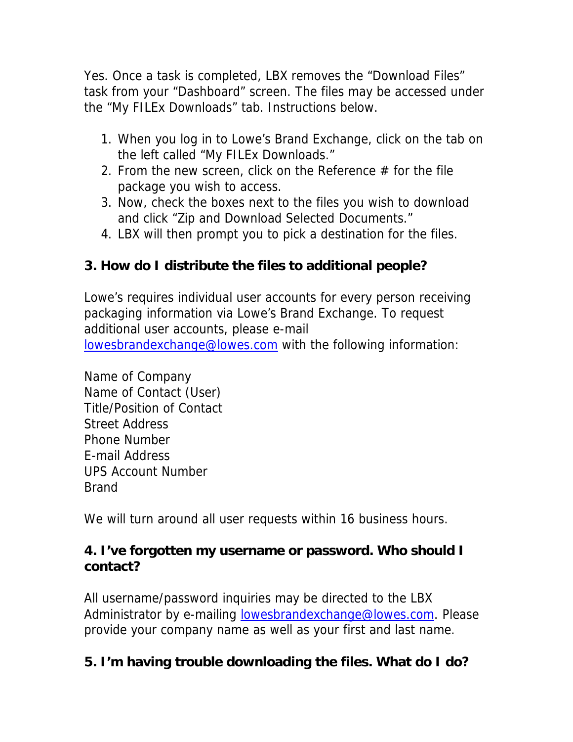Yes. Once a task is completed, LBX removes the “Download Files” task from your “Dashboard” screen. The files may be accessed under the “My FILEx Downloads” tab. Instructions below.

1. When you log in to Lowe’s Brand Exchange, click on the tab on the left called “My FILEx Downloads.”
2. From the new screen, click on the Reference # for the file package you wish to access.
3. Now, check the boxes next to the files you wish to download and click “Zip and Download Selected Documents.”
4. LBX will then prompt you to pick a destination for the files.

### 3. How do I distribute the files to additional people?

Lowe’s requires individual user accounts for every person receiving packaging information via Lowe’s Brand Exchange. To request additional user accounts, please e-mail lowesbrandexchange@lowes.com with the following information:

Name of Company
Name of Contact (User)
Title/Position of Contact
Street Address
Phone Number
E-mail Address
UPS Account Number
Brand

We will turn around all user requests within 16 business hours.

### 4. I’ve forgotten my username or password. Who should I contact?

All username/password inquiries may be directed to the LBX Administrator by e-mailing lowesbrandexchange@lowes.com. Please provide your company name as well as your first and last name.

### 5. I’m having trouble downloading the files. What do I do?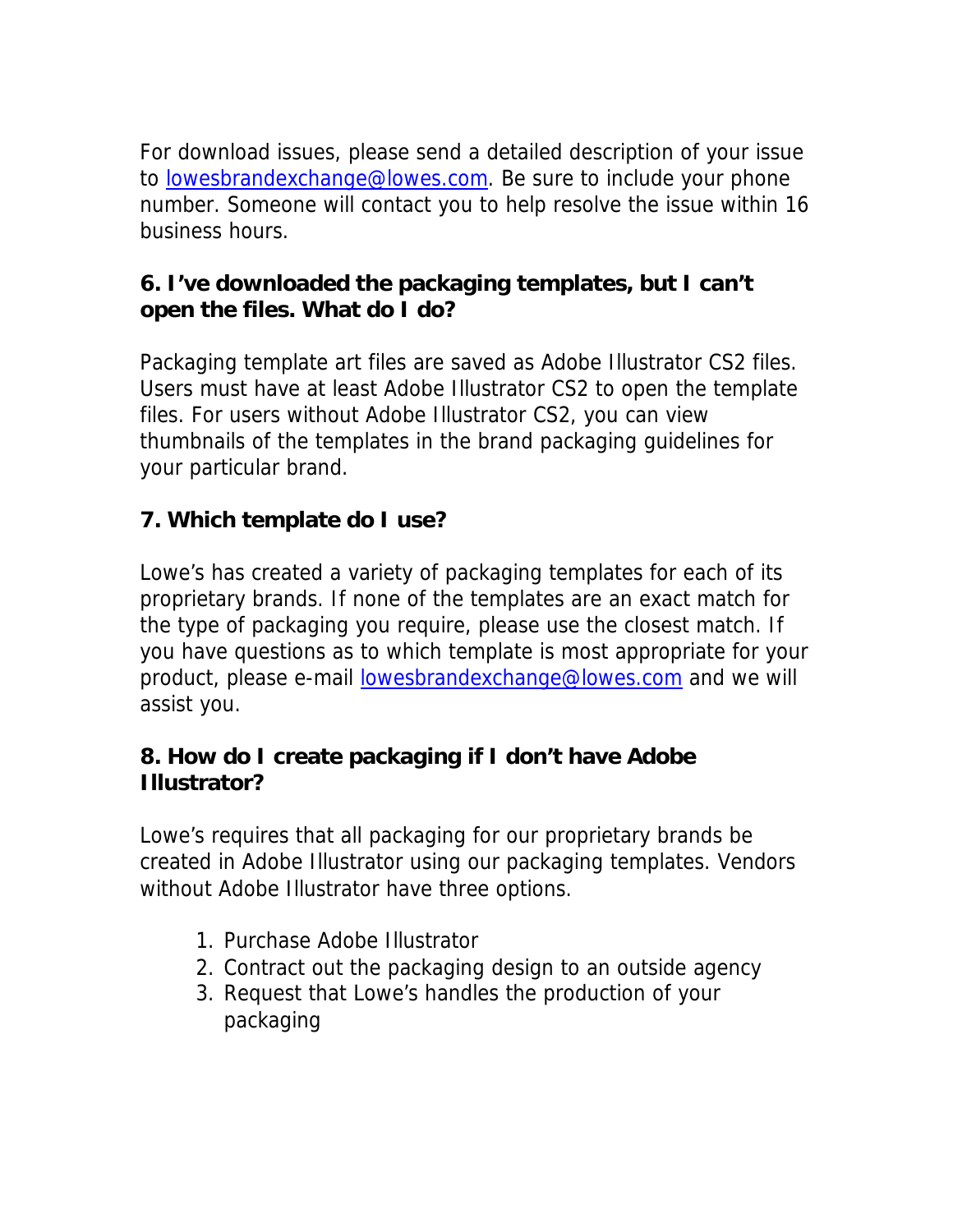For download issues, please send a detailed description of your issue to lowesbrandexchange@lowes.com. Be sure to include your phone number. Someone will contact you to help resolve the issue within 16 business hours.

**6. I've downloaded the packaging templates, but I can't open the files. What do I do?**

Packaging template art files are saved as Adobe Illustrator CS2 files. Users must have at least Adobe Illustrator CS2 to open the template files. For users without Adobe Illustrator CS2, you can view thumbnails of the templates in the brand packaging guidelines for your particular brand.

**7. Which template do I use?**

Lowe's has created a variety of packaging templates for each of its proprietary brands. If none of the templates are an exact match for the type of packaging you require, please use the closest match. If you have questions as to which template is most appropriate for your product, please e-mail lowesbrandexchange@lowes.com and we will assist you.

**8. How do I create packaging if I don't have Adobe Illustrator?**

Lowe's requires that all packaging for our proprietary brands be created in Adobe Illustrator using our packaging templates. Vendors without Adobe Illustrator have three options.

1. Purchase Adobe Illustrator
2. Contract out the packaging design to an outside agency
3. Request that Lowe's handles the production of your packaging